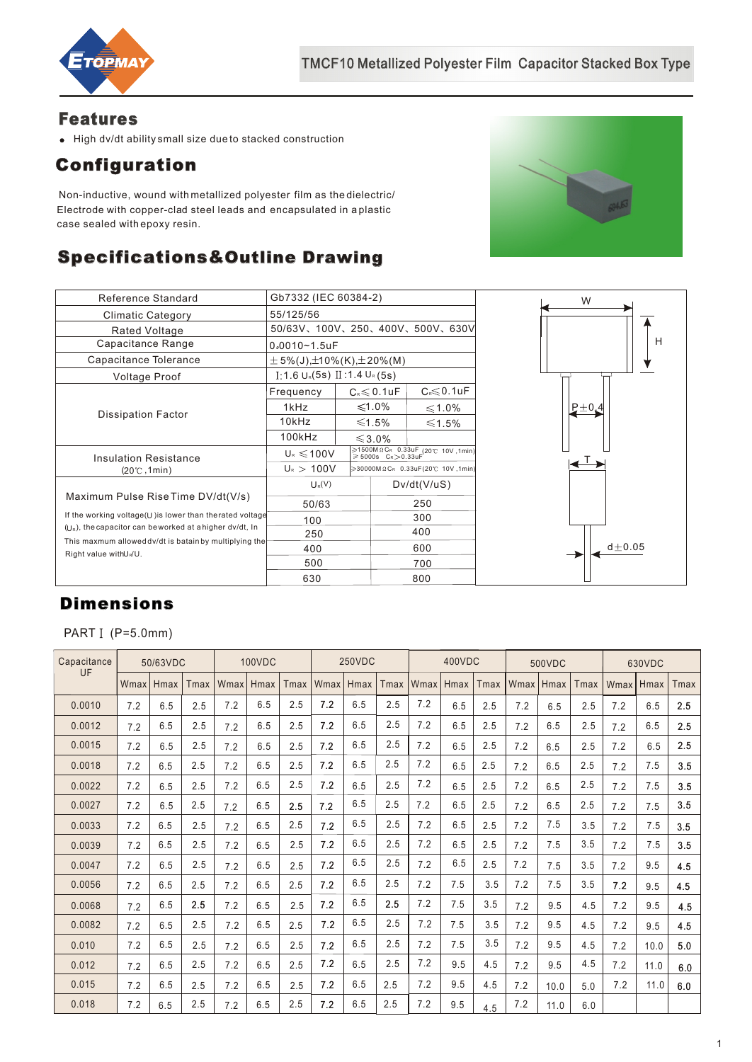TMCF10 Metallized Polyester Film Capacitor Stacked Box Type

## Features

- High dv/dt ability small size due to stacked construction

## Configuration

Non-inductive, wound with metallized polyester film as the dielectric/ Electrode with copper-clad steel leads and encapsulated in a plastic case sealed with epoxy resin.

## Specifications&Outline Drawing

| Reference Standard | Gb7332 (IEC 60384-2) | | |
|---|---|---|---|
| Climatic Category | 55/125/56 | | |
| Rated Voltage | 50/63V、100V、250、400V、500V、630V | | |
| Capacitance Range | 0.0010~1.5uF | | |
| Capacitance Tolerance | ±5%(J),±10%(K),±20%(M) | | |
| Voltage Proof | Ⅰ:1.6 $U_R$(5s) Ⅱ:1.4 $U_R$(5s) | | |
| Dissipation Factor | Frequency | $C_R \leq 0.1$uF | $C_R \leq 0.1$uF |
| | 1kHz | ≤1.0% | ≤1.0% |
| | 10kHz | ≤1.5% | ≤1.5% |
| | 100kHz | ≤3.0% | |
| Insulation Resistance (20℃,1min) | $U_R \leq 100$V | ≥1500MΩ $C_R$ 0.33uF (20℃ 10V,1min) ≥5000s $C_R$>0.33uF | |
| | $U_R$ > 100V | ≥30000MΩ $C_R$ 0.33uF(20℃ 10V,1min) | |
| Maximum Pulse Rise Time DV/dt(V/s)<br>If the working voltage(U) is lower than the rated voltage ($U_R$), the capacitor can be worked at a higher dv/dt, In This maxmum allowed dv/dt is batain by multiplying the Right value with $U_R$/U. | $U_R$(V) | Dv/dt(V/uS) | |
| | 50/63 | 250 | |
| | 100 | 300 | |
| | 250 | 400 | |
| | 400 | 600 | |
| | 500 | 700 | |
| | 630 | 800 | |

W H P±0.4 T d±0.05

## Dimensions

PART Ⅰ (P=5.0mm)

| Capacitance UF | 50/63VDC | | | 100VDC | | | 250VDC | | | 400VDC | | | 500VDC | | | 630VDC | | |
|---|---|---|---|---|---|---|---|---|---|---|---|---|---|---|---|---|---|---|
| | Wmax | Hmax | Tmax | Wmax | Hmax | Tmax | Wmax | Hmax | Tmax | Wmax | Hmax | Tmax | Wmax | Hmax | Tmax | Wmax | Hmax | Tmax |
| 0.0010 | 7.2 | 6.5 | 2.5 | 7.2 | 6.5 | 2.5 | 7.2 | 6.5 | 2.5 | 7.2 | 6.5 | 2.5 | 7.2 | 6.5 | 2.5 | 7.2 | 6.5 | 2.5 |
| 0.0012 | 7.2 | 6.5 | 2.5 | 7.2 | 6.5 | 2.5 | 7.2 | 6.5 | 2.5 | 7.2 | 6.5 | 2.5 | 7.2 | 6.5 | 2.5 | 7.2 | 6.5 | 2.5 |
| 0.0015 | 7.2 | 6.5 | 2.5 | 7.2 | 6.5 | 2.5 | 7.2 | 6.5 | 2.5 | 7.2 | 6.5 | 2.5 | 7.2 | 6.5 | 2.5 | 7.2 | 6.5 | 2.5 |
| 0.0018 | 7.2 | 6.5 | 2.5 | 7.2 | 6.5 | 2.5 | 7.2 | 6.5 | 2.5 | 7.2 | 6.5 | 2.5 | 7.2 | 6.5 | 2.5 | 7.2 | 7.5 | 3.5 |
| 0.0022 | 7.2 | 6.5 | 2.5 | 7.2 | 6.5 | 2.5 | 7.2 | 6.5 | 2.5 | 7.2 | 6.5 | 2.5 | 7.2 | 6.5 | 2.5 | 7.2 | 7.5 | 3.5 |
| 0.0027 | 7.2 | 6.5 | 2.5 | 7.2 | 6.5 | 2.5 | 7.2 | 6.5 | 2.5 | 7.2 | 6.5 | 2.5 | 7.2 | 6.5 | 2.5 | 7.2 | 7.5 | 3.5 |
| 0.0033 | 7.2 | 6.5 | 2.5 | 7.2 | 6.5 | 2.5 | 7.2 | 6.5 | 2.5 | 7.2 | 6.5 | 2.5 | 7.2 | 7.5 | 3.5 | 7.2 | 7.5 | 3.5 |
| 0.0039 | 7.2 | 6.5 | 2.5 | 7.2 | 6.5 | 2.5 | 7.2 | 6.5 | 2.5 | 7.2 | 6.5 | 2.5 | 7.2 | 7.5 | 3.5 | 7.2 | 7.5 | 3.5 |
| 0.0047 | 7.2 | 6.5 | 2.5 | 7.2 | 6.5 | 2.5 | 7.2 | 6.5 | 2.5 | 7.2 | 6.5 | 2.5 | 7.2 | 7.5 | 3.5 | 7.2 | 9.5 | 4.5 |
| 0.0056 | 7.2 | 6.5 | 2.5 | 7.2 | 6.5 | 2.5 | 7.2 | 6.5 | 2.5 | 7.2 | 7.5 | 3.5 | 7.2 | 7.5 | 3.5 | 7.2 | 9.5 | 4.5 |
| 0.0068 | 7.2 | 6.5 | 2.5 | 7.2 | 6.5 | 2.5 | 7.2 | 6.5 | 2.5 | 7.2 | 7.5 | 3.5 | 7.2 | 9.5 | 4.5 | 7.2 | 9.5 | 4.5 |
| 0.0082 | 7.2 | 6.5 | 2.5 | 7.2 | 6.5 | 2.5 | 7.2 | 6.5 | 2.5 | 7.2 | 7.5 | 3.5 | 7.2 | 9.5 | 4.5 | 7.2 | 9.5 | 4.5 |
| 0.010 | 7.2 | 6.5 | 2.5 | 7.2 | 6.5 | 2.5 | 7.2 | 6.5 | 2.5 | 7.2 | 7.5 | 3.5 | 7.2 | 9.5 | 4.5 | 7.2 | 10.0 | 5.0 |
| 0.012 | 7.2 | 6.5 | 2.5 | 7.2 | 6.5 | 2.5 | 7.2 | 6.5 | 2.5 | 7.2 | 9.5 | 4.5 | 7.2 | 9.5 | 4.5 | 7.2 | 11.0 | 6.0 |
| 0.015 | 7.2 | 6.5 | 2.5 | 7.2 | 6.5 | 2.5 | 7.2 | 6.5 | 2.5 | 7.2 | 9.5 | 4.5 | 7.2 | 10.0 | 5.0 | 7.2 | 11.0 | 6.0 |
| 0.018 | 7.2 | 6.5 | 2.5 | 7.2 | 6.5 | 2.5 | 7.2 | 6.5 | 2.5 | 7.2 | 9.5 | 4.5 | 7.2 | 11.0 | 6.0 | | | |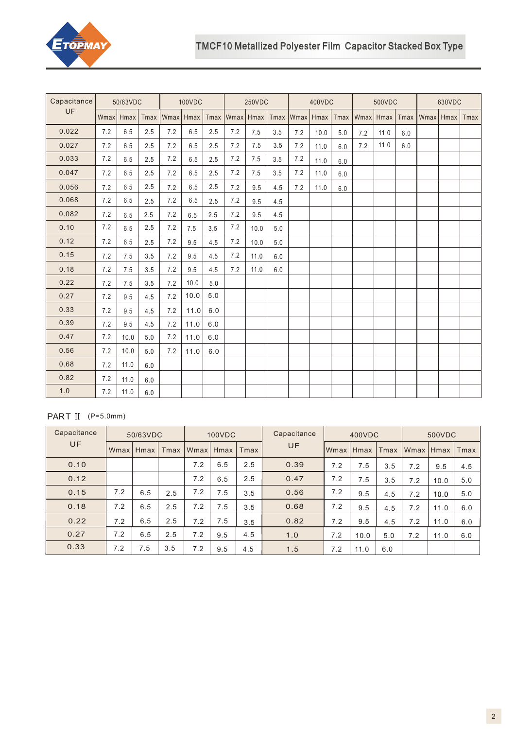| Capacitance UF | 50/63VDC | | | 100VDC | | | 250VDC | | | 400VDC | | | 500VDC | | | 630VDC | | |
|---|---|---|---|---|---|---|---|---|---|---|---|---|---|---|---|---|---|---|
| | Wmax | Hmax | Tmax | Wmax | Hmax | Tmax | Wmax | Hmax | Tmax | Wmax | Hmax | Tmax | Wmax | Hmax | Tmax | Wmax | Hmax | Tmax |
| 0.022 | 7.2 | 6.5 | 2.5 | 7.2 | 6.5 | 2.5 | 7.2 | 7.5 | 3.5 | 7.2 | 10.0 | 5.0 | 7.2 | 11.0 | 6.0 | | | |
| 0.027 | 7.2 | 6.5 | 2.5 | 7.2 | 6.5 | 2.5 | 7.2 | 7.5 | 3.5 | 7.2 | 11.0 | 6.0 | 7.2 | 11.0 | 6.0 | | | |
| 0.033 | 7.2 | 6.5 | 2.5 | 7.2 | 6.5 | 2.5 | 7.2 | 7.5 | 3.5 | 7.2 | 11.0 | 6.0 | | | | | | |
| 0.047 | 7.2 | 6.5 | 2.5 | 7.2 | 6.5 | 2.5 | 7.2 | 7.5 | 3.5 | 7.2 | 11.0 | 6.0 | | | | | | |
| 0.056 | 7.2 | 6.5 | 2.5 | 7.2 | 6.5 | 2.5 | 7.2 | 9.5 | 4.5 | 7.2 | 11.0 | 6.0 | | | | | | |
| 0.068 | 7.2 | 6.5 | 2.5 | 7.2 | 6.5 | 2.5 | 7.2 | 9.5 | 4.5 | | | | | | | | | |
| 0.082 | 7.2 | 6.5 | 2.5 | 7.2 | 6.5 | 2.5 | 7.2 | 9.5 | 4.5 | | | | | | | | | |
| 0.10 | 7.2 | 6.5 | 2.5 | 7.2 | 7.5 | 3.5 | 7.2 | 10.0 | 5.0 | | | | | | | | | |
| 0.12 | 7.2 | 6.5 | 2.5 | 7.2 | 9.5 | 4.5 | 7.2 | 10.0 | 5.0 | | | | | | | | | |
| 0.15 | 7.2 | 7.5 | 3.5 | 7.2 | 9.5 | 4.5 | 7.2 | 11.0 | 6.0 | | | | | | | | | |
| 0.18 | 7.2 | 7.5 | 3.5 | 7.2 | 9.5 | 4.5 | 7.2 | 11.0 | 6.0 | | | | | | | | | |
| 0.22 | 7.2 | 7.5 | 3.5 | 7.2 | 10.0 | 5.0 | | | | | | | | | | | | |
| 0.27 | 7.2 | 9.5 | 4.5 | 7.2 | 10.0 | 5.0 | | | | | | | | | | | | |
| 0.33 | 7.2 | 9.5 | 4.5 | 7.2 | 11.0 | 6.0 | | | | | | | | | | | | |
| 0.39 | 7.2 | 9.5 | 4.5 | 7.2 | 11.0 | 6.0 | | | | | | | | | | | | |
| 0.47 | 7.2 | 10.0 | 5.0 | 7.2 | 11.0 | 6.0 | | | | | | | | | | | | |
| 0.56 | 7.2 | 10.0 | 5.0 | 7.2 | 11.0 | 6.0 | | | | | | | | | | | | |
| 0.68 | 7.2 | 11.0 | 6.0 | | | | | | | | | | | | | | | |
| 0.82 | 7.2 | 11.0 | 6.0 | | | | | | | | | | | | | | | |
| 1.0 | 7.2 | 11.0 | 6.0 | | | | | | | | | | | | | | | |

PART II (P=5.0mm)

| Capacitance UF | 50/63VDC | | | 100VDC | | | Capacitance UF | 400VDC | | | 500VDC | | |
|---|---|---|---|---|---|---|---|---|---|---|---|---|---|
| | Wmax | Hmax | Tmax | Wmax | Hmax | Tmax | | Wmax | Hmax | Tmax | Wmax | Hmax | Tmax |
| 0.10 | | | | 7.2 | 6.5 | 2.5 | 0.39 | 7.2 | 7.5 | 3.5 | 7.2 | 9.5 | 4.5 |
| 0.12 | | | | 7.2 | 6.5 | 2.5 | 0.47 | 7.2 | 7.5 | 3.5 | 7.2 | 10.0 | 5.0 |
| 0.15 | 7.2 | 6.5 | 2.5 | 7.2 | 7.5 | 3.5 | 0.56 | 7.2 | 9.5 | 4.5 | 7.2 | 10.0 | 5.0 |
| 0.18 | 7.2 | 6.5 | 2.5 | 7.2 | 7.5 | 3.5 | 0.68 | 7.2 | 9.5 | 4.5 | 7.2 | 11.0 | 6.0 |
| 0.22 | 7.2 | 6.5 | 2.5 | 7.2 | 7.5 | 3.5 | 0.82 | 7.2 | 9.5 | 4.5 | 7.2 | 11.0 | 6.0 |
| 0.27 | 7.2 | 6.5 | 2.5 | 7.2 | 9.5 | 4.5 | 1.0 | 7.2 | 10.0 | 5.0 | 7.2 | 11.0 | 6.0 |
| 0.33 | 7.2 | 7.5 | 3.5 | 7.2 | 9.5 | 4.5 | 1.5 | 7.2 | 11.0 | 6.0 | | | |